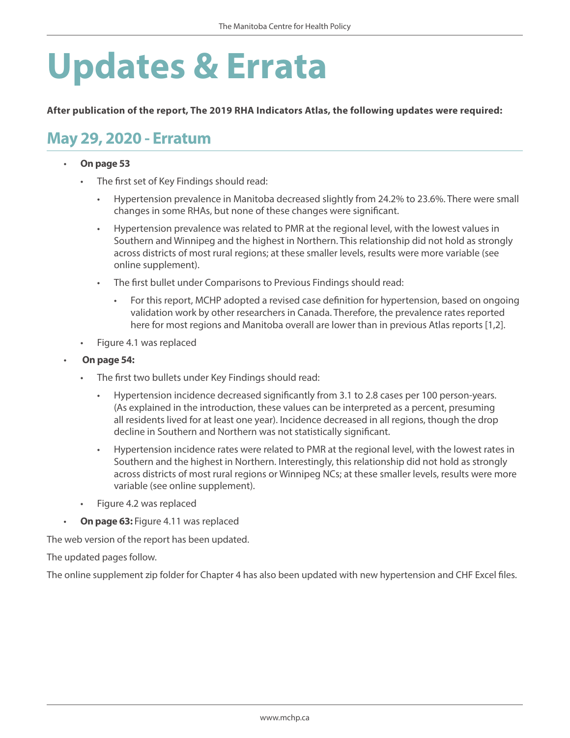# Updates & Errata

**After publication of the report, The 2019 RHA Indicators Atlas, the following updates were required:**

## May 29, 2020 - Erratum

- **On page 53**
  - The first set of Key Findings should read:
    - Hypertension prevalence in Manitoba decreased slightly from 24.2% to 23.6%. There were small changes in some RHAs, but none of these changes were significant.
    - Hypertension prevalence was related to PMR at the regional level, with the lowest values in Southern and Winnipeg and the highest in Northern. This relationship did not hold as strongly across districts of most rural regions; at these smaller levels, results were more variable (see online supplement).
    - The first bullet under Comparisons to Previous Findings should read:
      - For this report, MCHP adopted a revised case definition for hypertension, based on ongoing validation work by other researchers in Canada. Therefore, the prevalence rates reported here for most regions and Manitoba overall are lower than in previous Atlas reports [1,2].
  - Figure 4.1 was replaced
- **On page 54:**
  - The first two bullets under Key Findings should read:
    - Hypertension incidence decreased significantly from 3.1 to 2.8 cases per 100 person-years. (As explained in the introduction, these values can be interpreted as a percent, presuming all residents lived for at least one year). Incidence decreased in all regions, though the drop decline in Southern and Northern was not statistically significant.
    - Hypertension incidence rates were related to PMR at the regional level, with the lowest rates in Southern and the highest in Northern. Interestingly, this relationship did not hold as strongly across districts of most rural regions or Winnipeg NCs; at these smaller levels, results were more variable (see online supplement).
  - Figure 4.2 was replaced
- **On page 63:** Figure 4.11 was replaced

The web version of the report has been updated.

The updated pages follow.

The online supplement zip folder for Chapter 4 has also been updated with new hypertension and CHF Excel files.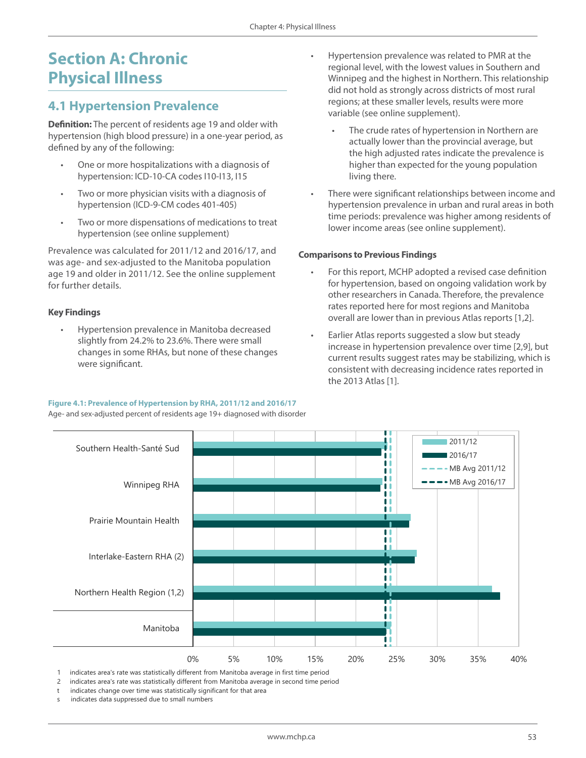# Section A: Chronic Physical Illness

## 4.1 Hypertension Prevalence

**Definition:** The percent of residents age 19 and older with hypertension (high blood pressure) in a one-year period, as defined by any of the following:

- One or more hospitalizations with a diagnosis of hypertension: ICD-10-CA codes I10-I13, I15
- Two or more physician visits with a diagnosis of hypertension (ICD-9-CM codes 401-405)
- Two or more dispensations of medications to treat hypertension (see online supplement)

Prevalence was calculated for 2011/12 and 2016/17, and was age- and sex-adjusted to the Manitoba population age 19 and older in 2011/12. See the online supplement for further details.

### Key Findings

- Hypertension prevalence in Manitoba decreased slightly from 24.2% to 23.6%. There were small changes in some RHAs, but none of these changes were significant.
- Hypertension prevalence was related to PMR at the regional level, with the lowest values in Southern and Winnipeg and the highest in Northern. This relationship did not hold as strongly across districts of most rural regions; at these smaller levels, results were more variable (see online supplement).
  - The crude rates of hypertension in Northern are actually lower than the provincial average, but the high adjusted rates indicate the prevalence is higher than expected for the young population living there.
- There were significant relationships between income and hypertension prevalence in urban and rural areas in both time periods: prevalence was higher among residents of lower income areas (see online supplement).

### Comparisons to Previous Findings

- For this report, MCHP adopted a revised case definition for hypertension, based on ongoing validation work by other researchers in Canada. Therefore, the prevalence rates reported here for most regions and Manitoba overall are lower than in previous Atlas reports [1,2].
- Earlier Atlas reports suggested a slow but steady increase in hypertension prevalence over time [2,9], but current results suggest rates may be stabilizing, which is consistent with decreasing incidence rates reported in the 2013 Atlas [1].

**Figure 4.1: Prevalence of Hypertension by RHA, 2011/12 and 2016/17**

Age- and sex-adjusted percent of residents age 19+ diagnosed with disorder

| Region | 2011/12 | 2016/17 |
|---|---|---|
| Southern Health-Santé Sud | | |
| Winnipeg RHA | | |
| Prairie Mountain Health | | |
| Interlake-Eastern RHA (2) | | |
| Northern Health Region (1,2) | | |
| Manitoba | 24.2% | 23.6% |

Legend: 2011/12; 2016/17; MB Avg 2011/12; MB Avg 2016/17

1 indicates area's rate was statistically different from Manitoba average in first time period
2 indicates area's rate was statistically different from Manitoba average in second time period
t indicates change over time was statistically significant for that area
s indicates data suppressed due to small numbers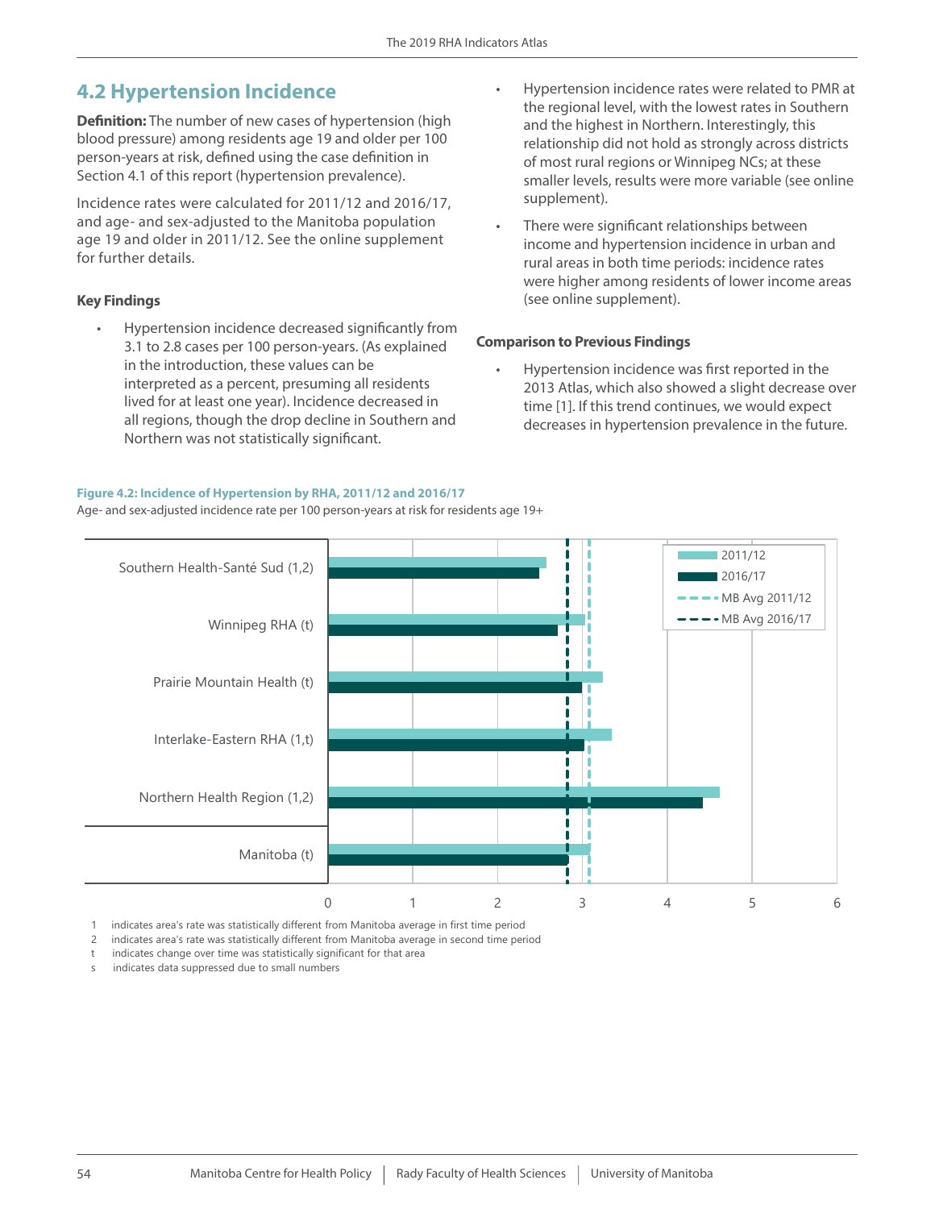## 4.2 Hypertension Incidence

**Definition:** The number of new cases of hypertension (high blood pressure) among residents age 19 and older per 100 person-years at risk, defined using the case definition in Section 4.1 of this report (hypertension prevalence).

Incidence rates were calculated for 2011/12 and 2016/17, and age- and sex-adjusted to the Manitoba population age 19 and older in 2011/12. See the online supplement for further details.

### Key Findings

- Hypertension incidence decreased significantly from 3.1 to 2.8 cases per 100 person-years. (As explained in the introduction, these values can be interpreted as a percent, presuming all residents lived for at least one year). Incidence decreased in all regions, though the drop decline in Southern and Northern was not statistically significant.
- Hypertension incidence rates were related to PMR at the regional level, with the lowest rates in Southern and the highest in Northern. Interestingly, this relationship did not hold as strongly across districts of most rural regions or Winnipeg NCs; at these smaller levels, results were more variable (see online supplement).
- There were significant relationships between income and hypertension incidence in urban and rural areas in both time periods: incidence rates were higher among residents of lower income areas (see online supplement).

### Comparison to Previous Findings

- Hypertension incidence was first reported in the 2013 Atlas, which also showed a slight decrease over time [1]. If this trend continues, we would expect decreases in hypertension prevalence in the future.

**Figure 4.2: Incidence of Hypertension by RHA, 2011/12 and 2016/17**

Age- and sex-adjusted incidence rate per 100 person-years at risk for residents age 19+

| Region | 2011/12 | 2016/17 |
|---|---|---|
| Southern Health-Santé Sud (1,2) | ~2.6 | ~2.5 |
| Winnipeg RHA (t) | ~3.0 | ~2.7 |
| Prairie Mountain Health (t) | ~3.2 | ~3.0 |
| Interlake-Eastern RHA (1,t) | ~3.3 | ~3.0 |
| Northern Health Region (1,2) | ~4.6 | ~4.4 |
| Manitoba (t) | 3.1 | 2.8 |

Legend: 2011/12; 2016/17; MB Avg 2011/12; MB Avg 2016/17

1 indicates area's rate was statistically different from Manitoba average in first time period
2 indicates area's rate was statistically different from Manitoba average in second time period
t indicates change over time was statistically significant for that area
s indicates data suppressed due to small numbers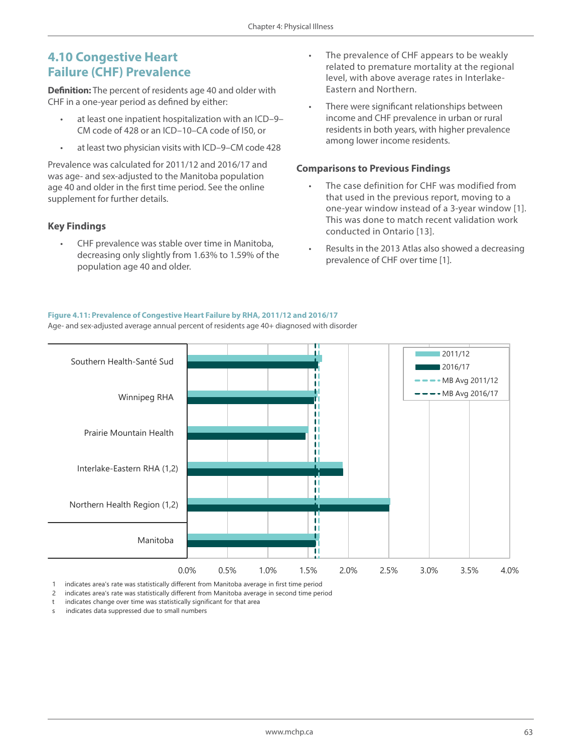## 4.10 Congestive Heart Failure (CHF) Prevalence

**Definition:** The percent of residents age 40 and older with CHF in a one-year period as defined by either:

- at least one inpatient hospitalization with an ICD–9–CM code of 428 or an ICD–10–CA code of I50, or
- at least two physician visits with ICD–9–CM code 428

Prevalence was calculated for 2011/12 and 2016/17 and was age- and sex-adjusted to the Manitoba population age 40 and older in the first time period. See the online supplement for further details.

### Key Findings

- CHF prevalence was stable over time in Manitoba, decreasing only slightly from 1.63% to 1.59% of the population age 40 and older.
- The prevalence of CHF appears to be weakly related to premature mortality at the regional level, with above average rates in Interlake-Eastern and Northern.
- There were significant relationships between income and CHF prevalence in urban or rural residents in both years, with higher prevalence among lower income residents.

### Comparisons to Previous Findings

- The case definition for CHF was modified from that used in the previous report, moving to a one-year window instead of a 3-year window [1]. This was done to match recent validation work conducted in Ontario [13].
- Results in the 2013 Atlas also showed a decreasing prevalence of CHF over time [1].

**Figure 4.11: Prevalence of Congestive Heart Failure by RHA, 2011/12 and 2016/17**

Age- and sex-adjusted average annual percent of residents age 40+ diagnosed with disorder

Southern Health-Santé Sud
Winnipeg RHA
Prairie Mountain Health
Interlake-Eastern RHA (1,2)
Northern Health Region (1,2)
Manitoba

0.0% 0.5% 1.0% 1.5% 2.0% 2.5% 3.0% 3.5% 4.0%

2011/12
2016/17
MB Avg 2011/12
MB Avg 2016/17

1 indicates area's rate was statistically different from Manitoba average in first time period
2 indicates area's rate was statistically different from Manitoba average in second time period
t indicates change over time was statistically significant for that area
s indicates data suppressed due to small numbers